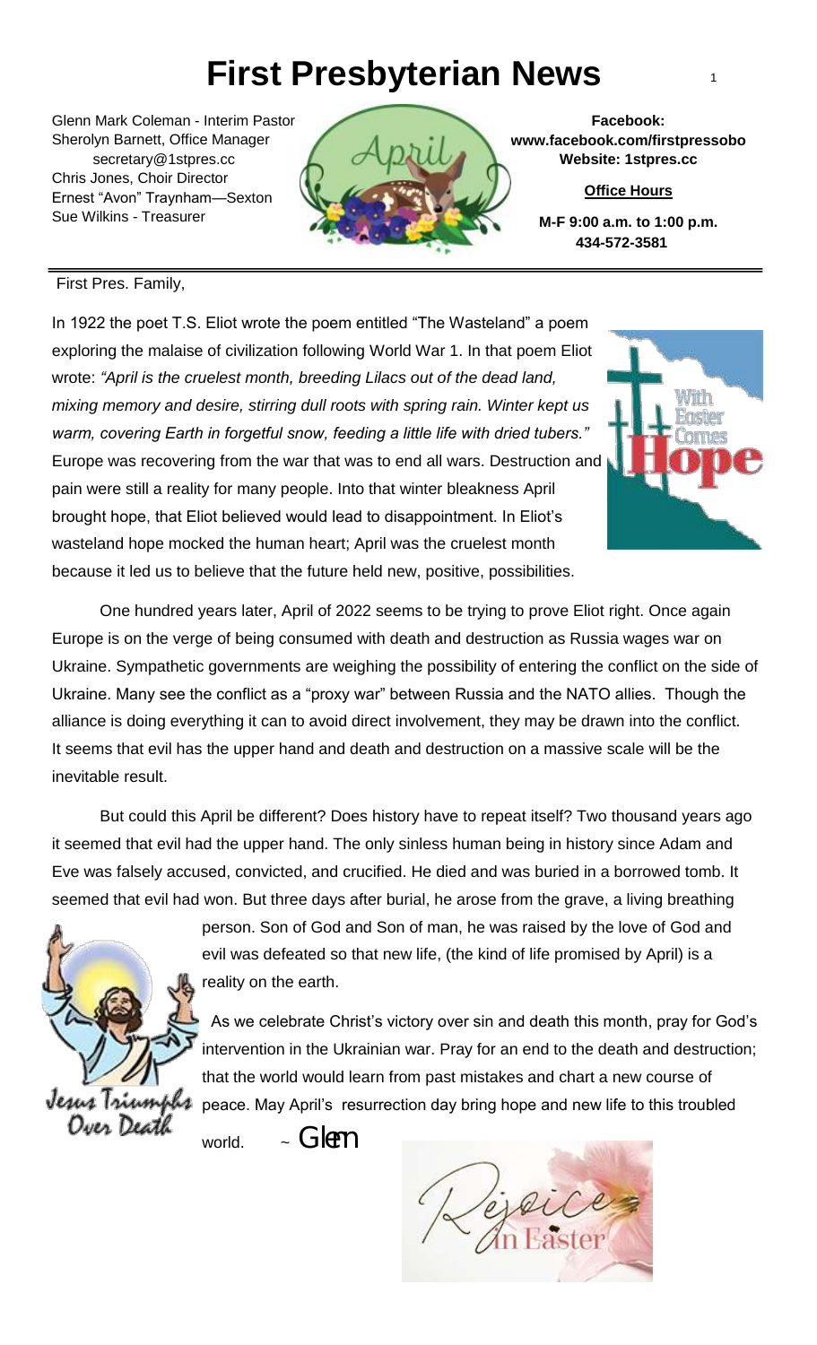# First Presbyterian News

Glenn Mark Coleman - Interim Pastor
Sherolyn Barnett, Office Manager
secretary@1stpres.cc
Chris Jones, Choir Director
Ernest "Avon" Traynham—Sexton
Sue Wilkins - Treasurer

**Facebook:**
**www.facebook.com/firstpressobo**
**Website: 1stpres.cc**

**Office Hours**

**M-F 9:00 a.m. to 1:00 p.m.**
**434-572-3581**

---

First Pres. Family,

In 1922 the poet T.S. Eliot wrote the poem entitled "The Wasteland" a poem exploring the malaise of civilization following World War 1. In that poem Eliot wrote: *"April is the cruelest month, breeding Lilacs out of the dead land, mixing memory and desire, stirring dull roots with spring rain. Winter kept us warm, covering Earth in forgetful snow, feeding a little life with dried tubers."* Europe was recovering from the war that was to end all wars. Destruction and pain were still a reality for many people. Into that winter bleakness April brought hope, that Eliot believed would lead to disappointment. In Eliot's wasteland hope mocked the human heart; April was the cruelest month because it led us to believe that the future held new, positive, possibilities.

One hundred years later, April of 2022 seems to be trying to prove Eliot right. Once again Europe is on the verge of being consumed with death and destruction as Russia wages war on Ukraine. Sympathetic governments are weighing the possibility of entering the conflict on the side of Ukraine. Many see the conflict as a "proxy war" between Russia and the NATO allies. Though the alliance is doing everything it can to avoid direct involvement, they may be drawn into the conflict. It seems that evil has the upper hand and death and destruction on a massive scale will be the inevitable result.

But could this April be different? Does history have to repeat itself? Two thousand years ago it seemed that evil had the upper hand. The only sinless human being in history since Adam and Eve was falsely accused, convicted, and crucified. He died and was buried in a borrowed tomb. It seemed that evil had won. But three days after burial, he arose from the grave, a living breathing person. Son of God and Son of man, he was raised by the love of God and evil was defeated so that new life, (the kind of life promised by April) is a reality on the earth.

As we celebrate Christ's victory over sin and death this month, pray for God's intervention in the Ukrainian war. Pray for an end to the death and destruction; that the world would learn from past mistakes and chart a new course of peace. May April's resurrection day bring hope and new life to this troubled world. ~ Glenn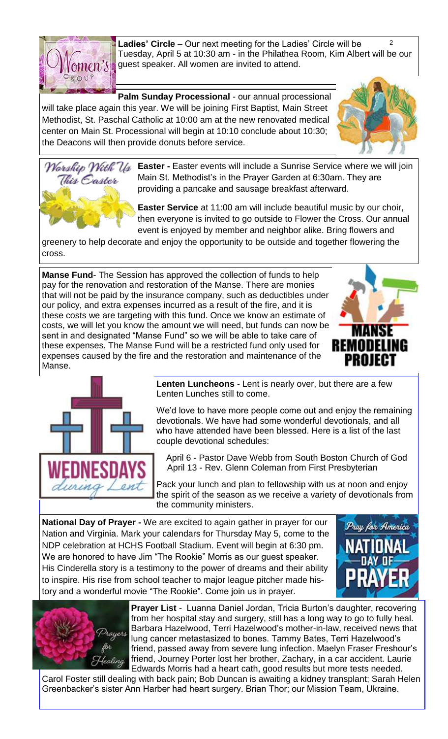**Ladies' Circle** – Our next meeting for the Ladies' Circle will be Tuesday, April 5 at 10:30 am - in the Philathea Room, Kim Albert will be our guest speaker. All women are invited to attend.

**Palm Sunday Processional** - our annual processional will take place again this year. We will be joining First Baptist, Main Street Methodist, St. Paschal Catholic at 10:00 am at the new renovated medical center on Main St. Processional will begin at 10:10 conclude about 10:30; the Deacons will then provide donuts before service.

**Easter -** Easter events will include a Sunrise Service where we will join Main St. Methodist's in the Prayer Garden at 6:30am. They are providing a pancake and sausage breakfast afterward.

**Easter Service** at 11:00 am will include beautiful music by our choir, then everyone is invited to go outside to Flower the Cross. Our annual event is enjoyed by member and neighbor alike. Bring flowers and greenery to help decorate and enjoy the opportunity to be outside and together flowering the cross.

**Manse Fund**- The Session has approved the collection of funds to help pay for the renovation and restoration of the Manse. There are monies that will not be paid by the insurance company, such as deductibles under our policy, and extra expenses incurred as a result of the fire, and it is these costs we are targeting with this fund. Once we know an estimate of costs, we will let you know the amount we will need, but funds can now be sent in and designated "Manse Fund" so we will be able to take care of these expenses. The Manse Fund will be a restricted fund only used for expenses caused by the fire and the restoration and maintenance of the Manse.

**Lenten Luncheons** - Lent is nearly over, but there are a few Lenten Lunches still to come.

We'd love to have more people come out and enjoy the remaining devotionals. We have had some wonderful devotionals, and all who have attended have been blessed. Here is a list of the last couple devotional schedules:

April 6 - Pastor Dave Webb from South Boston Church of God
April 13 - Rev. Glenn Coleman from First Presbyterian

Pack your lunch and plan to fellowship with us at noon and enjoy the spirit of the season as we receive a variety of devotionals from the community ministers.

**National Day of Prayer -** We are excited to again gather in prayer for our Nation and Virginia. Mark your calendars for Thursday May 5, come to the NDP celebration at HCHS Football Stadium. Event will begin at 6:30 pm. We are honored to have Jim "The Rookie" Morris as our guest speaker. His Cinderella story is a testimony to the power of dreams and their ability to inspire. His rise from school teacher to major league pitcher made history and a wonderful movie "The Rookie". Come join us in prayer.

**Prayer List** - Luanna Daniel Jordan, Tricia Burton's daughter, recovering from her hospital stay and surgery, still has a long way to go to fully heal. Barbara Hazelwood, Terri Hazelwood's mother-in-law, received news that lung cancer metastasized to bones. Tammy Bates, Terri Hazelwood's friend, passed away from severe lung infection. Maelyn Fraser Freshour's friend, Journey Porter lost her brother, Zachary, in a car accident. Laurie Edwards Morris had a heart cath, good results but more tests needed. Carol Foster still dealing with back pain; Bob Duncan is awaiting a kidney transplant; Sarah Helen Greenbacker's sister Ann Harber had heart surgery. Brian Thor; our Mission Team, Ukraine.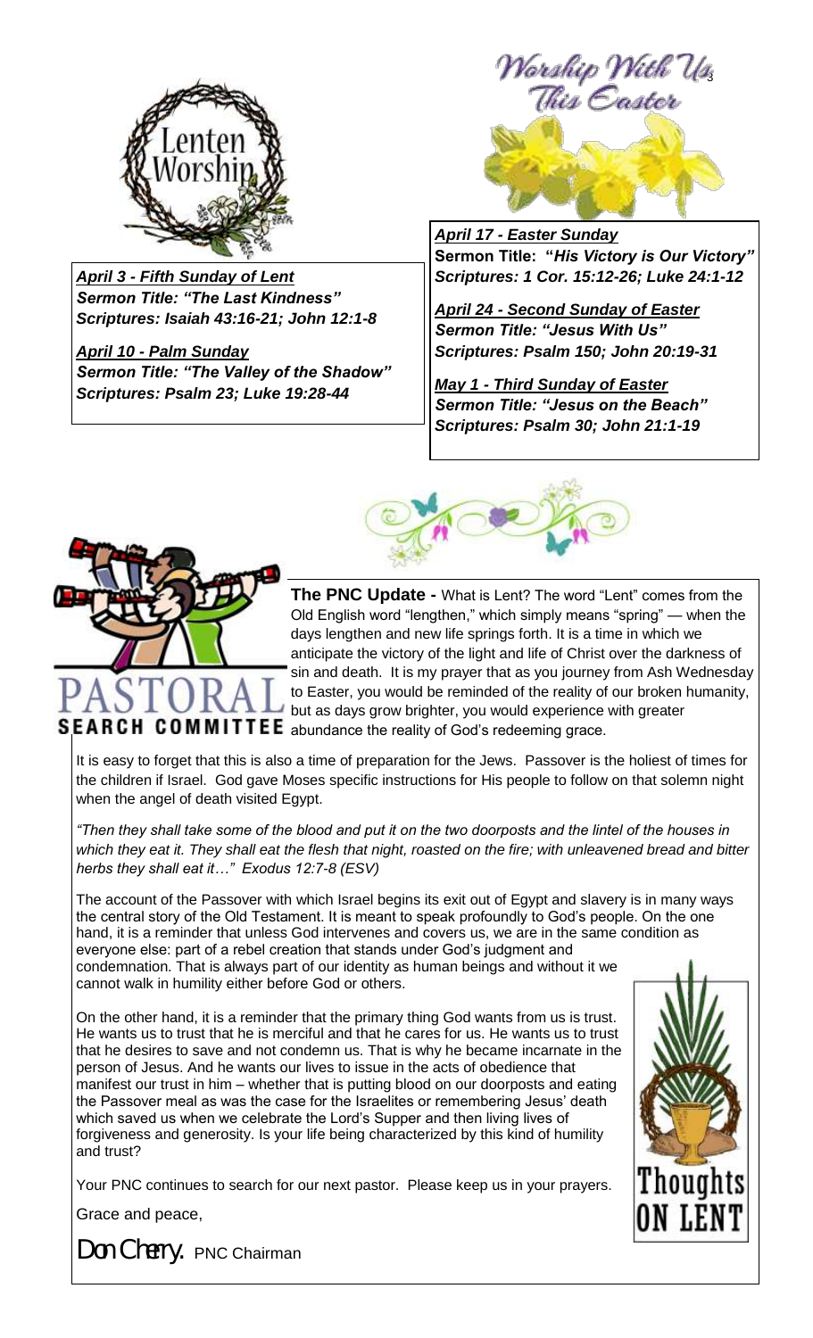Lenten Worship

***April 3 - Fifth Sunday of Lent***
***Sermon Title: "The Last Kindness"***
***Scriptures: Isaiah 43:16-21; John 12:1-8***

***April 10 - Palm Sunday***
***Sermon Title: "The Valley of the Shadow"***
***Scriptures: Psalm 23; Luke 19:28-44***

Worship With Us This Easter

***April 17 - Easter Sunday***
**Sermon Title: "*His Victory is Our Victory*"**
***Scriptures: 1 Cor. 15:12-26; Luke 24:1-12***

***April 24 - Second Sunday of Easter***
***Sermon Title: "Jesus With Us"***
***Scriptures: Psalm 150; John 20:19-31***

***May 1 - Third Sunday of Easter***
***Sermon Title: "Jesus on the Beach"***
***Scriptures: Psalm 30; John 21:1-19***

PASTORAL SEARCH COMMITTEE

**The PNC Update -** What is Lent? The word "Lent" comes from the Old English word "lengthen," which simply means "spring" — when the days lengthen and new life springs forth. It is a time in which we anticipate the victory of the light and life of Christ over the darkness of sin and death. It is my prayer that as you journey from Ash Wednesday to Easter, you would be reminded of the reality of our broken humanity, but as days grow brighter, you would experience with greater abundance the reality of God's redeeming grace.

It is easy to forget that this is also a time of preparation for the Jews. Passover is the holiest of times for the children if Israel. God gave Moses specific instructions for His people to follow on that solemn night when the angel of death visited Egypt.

*"Then they shall take some of the blood and put it on the two doorposts and the lintel of the houses in which they eat it. They shall eat the flesh that night, roasted on the fire; with unleavened bread and bitter herbs they shall eat it…" Exodus 12:7-8 (ESV)*

The account of the Passover with which Israel begins its exit out of Egypt and slavery is in many ways the central story of the Old Testament. It is meant to speak profoundly to God's people. On the one hand, it is a reminder that unless God intervenes and covers us, we are in the same condition as everyone else: part of a rebel creation that stands under God's judgment and condemnation. That is always part of our identity as human beings and without it we cannot walk in humility either before God or others.

On the other hand, it is a reminder that the primary thing God wants from us is trust. He wants us to trust that he is merciful and that he cares for us. He wants us to trust that he desires to save and not condemn us. That is why he became incarnate in the person of Jesus. And he wants our lives to issue in the acts of obedience that manifest our trust in him – whether that is putting blood on our doorposts and eating the Passover meal as was the case for the Israelites or remembering Jesus' death which saved us when we celebrate the Lord's Supper and then living lives of forgiveness and generosity. Is your life being characterized by this kind of humility and trust?

Thoughts ON LENT

Your PNC continues to search for our next pastor. Please keep us in your prayers.

Grace and peace,

Don Cherry, PNC Chairman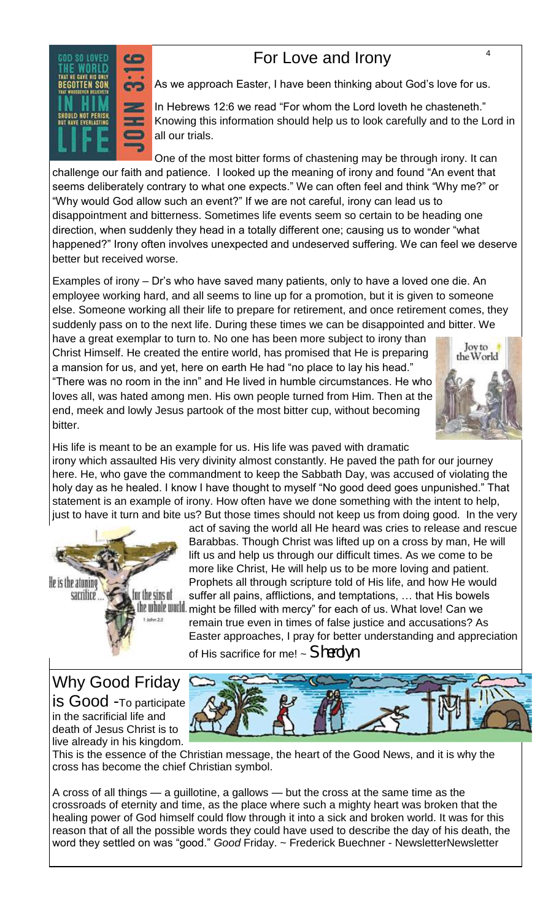# For Love and Irony

As we approach Easter, I have been thinking about God's love for us.

In Hebrews 12:6 we read "For whom the Lord loveth he chasteneth." Knowing this information should help us to look carefully and to the Lord in all our trials.

One of the most bitter forms of chastening may be through irony. It can challenge our faith and patience. I looked up the meaning of irony and found "An event that seems deliberately contrary to what one expects." We can often feel and think "Why me?" or "Why would God allow such an event?" If we are not careful, irony can lead us to disappointment and bitterness. Sometimes life events seem so certain to be heading one direction, when suddenly they head in a totally different one; causing us to wonder "what happened?" Irony often involves unexpected and undeserved suffering. We can feel we deserve better but received worse.

Examples of irony – Dr's who have saved many patients, only to have a loved one die. An employee working hard, and all seems to line up for a promotion, but it is given to someone else. Someone working all their life to prepare for retirement, and once retirement comes, they suddenly pass on to the next life. During these times we can be disappointed and bitter. We have a great exemplar to turn to. No one has been more subject to irony than Christ Himself. He created the entire world, has promised that He is preparing a mansion for us, and yet, here on earth He had "no place to lay his head." "There was no room in the inn" and He lived in humble circumstances. He who loves all, was hated among men. His own people turned from Him. Then at the end, meek and lowly Jesus partook of the most bitter cup, without becoming bitter.

His life is meant to be an example for us. His life was paved with dramatic irony which assaulted His very divinity almost constantly. He paved the path for our journey here. He, who gave the commandment to keep the Sabbath Day, was accused of violating the holy day as he healed. I know I have thought to myself "No good deed goes unpunished." That statement is an example of irony. How often have we done something with the intent to help, just to have it turn and bite us? But those times should not keep us from doing good. In the very act of saving the world all He heard was cries to release and rescue Barabbas. Though Christ was lifted up on a cross by man, He will lift us and help us through our difficult times. As we come to be more like Christ, He will help us to be more loving and patient. Prophets all through scripture told of His life, and how He would suffer all pains, afflictions, and temptations, … that His bowels might be filled with mercy" for each of us. What love! Can we remain true even in times of false justice and accusations? As Easter approaches, I pray for better understanding and appreciation of His sacrifice for me! ~ *Sherolyn*

## Why Good Friday is Good

-To participate in the sacrificial life and death of Jesus Christ is to live already in his kingdom. This is the essence of the Christian message, the heart of the Good News, and it is why the cross has become the chief Christian symbol.

A cross of all things — a guillotine, a gallows — but the cross at the same time as the crossroads of eternity and time, as the place where such a mighty heart was broken that the healing power of God himself could flow through it into a sick and broken world. It was for this reason that of all the possible words they could have used to describe the day of his death, the word they settled on was "good." *Good* Friday. ~ Frederick Buechner - NewsletterNewsletter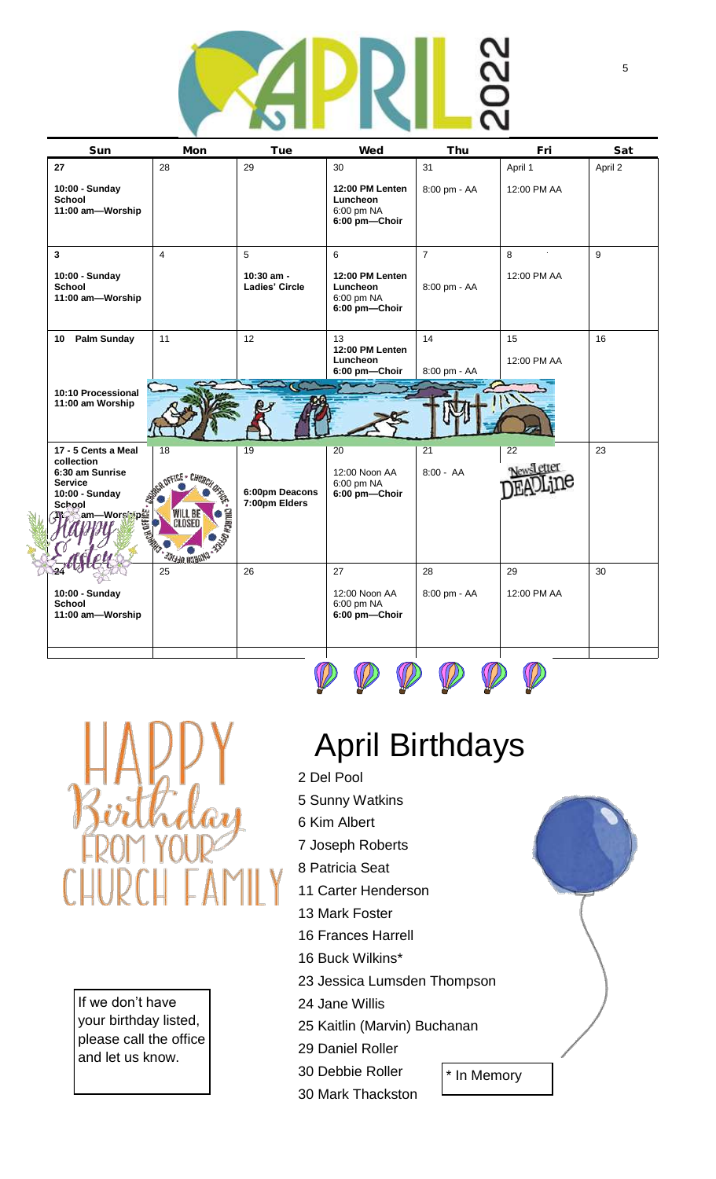# APRIL 2022

| Sun | Mon | Tue | Wed | Thu | Fri | Sat |
|---|---|---|---|---|---|---|
| 27<br>**10:00 - Sunday School**<br>**11:00 am—Worship** | 28 | 29 | 30<br>**12:00 PM Lenten Luncheon**<br>6:00 pm NA<br>**6:00 pm—Choir** | 31<br>8:00 pm - AA | April 1<br>12:00 PM AA | April 2 |
| 3<br>**10:00 - Sunday School**<br>**11:00 am—Worship** | 4 | 5<br>**10:30 am - Ladies' Circle** | 6<br>**12:00 PM Lenten Luncheon**<br>6:00 pm NA<br>**6:00 pm—Choir** | 7<br>8:00 pm - AA | 8<br>12:00 PM AA | 9 |
| 10 **Palm Sunday**<br>**10:10 Processional**<br>**11:00 am Worship** | 11 | 12 | 13<br>**12:00 PM Lenten Luncheon**<br>**6:00 pm—Choir** | 14<br>8:00 pm - AA | 15<br>12:00 PM AA | 16 |
| **17 - 5 Cents a Meal collection**<br>**6:30 am Sunrise Service**<br>**10:00 - Sunday School**<br>**11:00 am—Worship**<br>Happy Easter | 18<br>CHURCH OFFICE WILL BE CLOSED | 19<br>**6:00pm Deacons**<br>**7:00pm Elders** | 20<br>12:00 Noon AA<br>6:00 pm NA<br>**6:00 pm—Choir** | 21<br>8:00 - AA | 22<br>NewsLetter DEADLine | 23 |
| 24<br>**10:00 - Sunday School**<br>**11:00 am—Worship** | 25 | 26 | 27<br>12:00 Noon AA<br>6:00 pm NA<br>**6:00 pm—Choir** | 28<br>8:00 pm - AA | 29<br>12:00 PM AA | 30 |

HAPPY Birthday FROM YOUR CHURCH FAMILY

# April Birthdays

2 Del Pool
5 Sunny Watkins
6 Kim Albert
7 Joseph Roberts
8 Patricia Seat
11 Carter Henderson
13 Mark Foster
16 Frances Harrell
16 Buck Wilkins*
23 Jessica Lumsden Thompson
24 Jane Willis
25 Kaitlin (Marvin) Buchanan
29 Daniel Roller
30 Debbie Roller
30 Mark Thackston

\* In Memory

If we don't have your birthday listed, please call the office and let us know.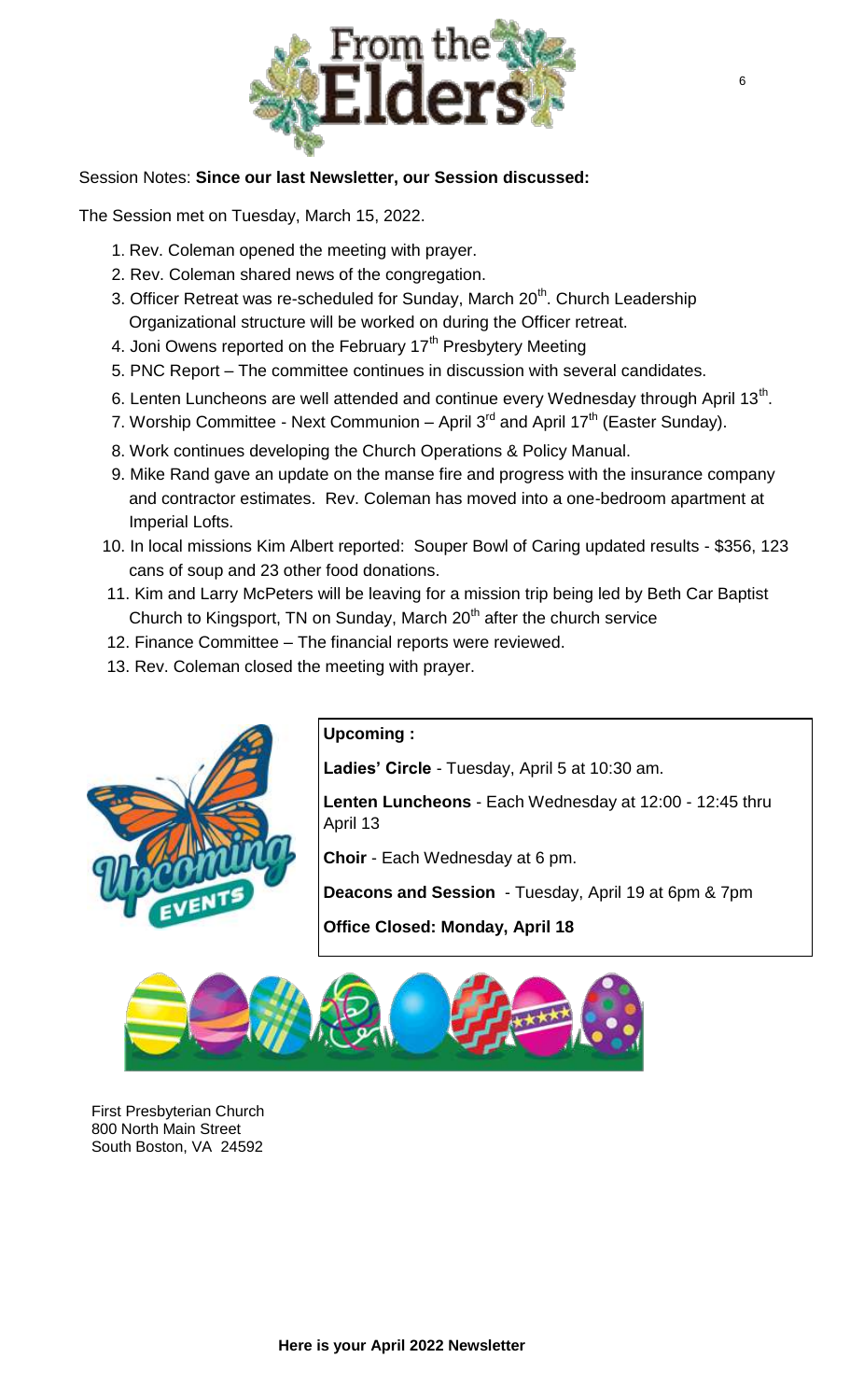# From the Elders

Session Notes: **Since our last Newsletter, our Session discussed:**

The Session met on Tuesday, March 15, 2022.

1. Rev. Coleman opened the meeting with prayer.
2. Rev. Coleman shared news of the congregation.
3. Officer Retreat was re-scheduled for Sunday, March 20th. Church Leadership Organizational structure will be worked on during the Officer retreat.
4. Joni Owens reported on the February 17th Presbytery Meeting
5. PNC Report – The committee continues in discussion with several candidates.
6. Lenten Luncheons are well attended and continue every Wednesday through April 13th.
7. Worship Committee - Next Communion – April 3rd and April 17th (Easter Sunday).
8. Work continues developing the Church Operations & Policy Manual.
9. Mike Rand gave an update on the manse fire and progress with the insurance company and contractor estimates. Rev. Coleman has moved into a one-bedroom apartment at Imperial Lofts.
10. In local missions Kim Albert reported: Souper Bowl of Caring updated results - $356, 123 cans of soup and 23 other food donations.
11. Kim and Larry McPeters will be leaving for a mission trip being led by Beth Car Baptist Church to Kingsport, TN on Sunday, March 20th after the church service
12. Finance Committee – The financial reports were reviewed.
13. Rev. Coleman closed the meeting with prayer.

Upcoming EVENTS

**Upcoming :**

**Ladies' Circle** - Tuesday, April 5 at 10:30 am.

**Lenten Luncheons** - Each Wednesday at 12:00 - 12:45 thru April 13

**Choir** - Each Wednesday at 6 pm.

**Deacons and Session** - Tuesday, April 19 at 6pm & 7pm

**Office Closed: Monday, April 18**

First Presbyterian Church
800 North Main Street
South Boston, VA 24592

**Here is your April 2022 Newsletter**